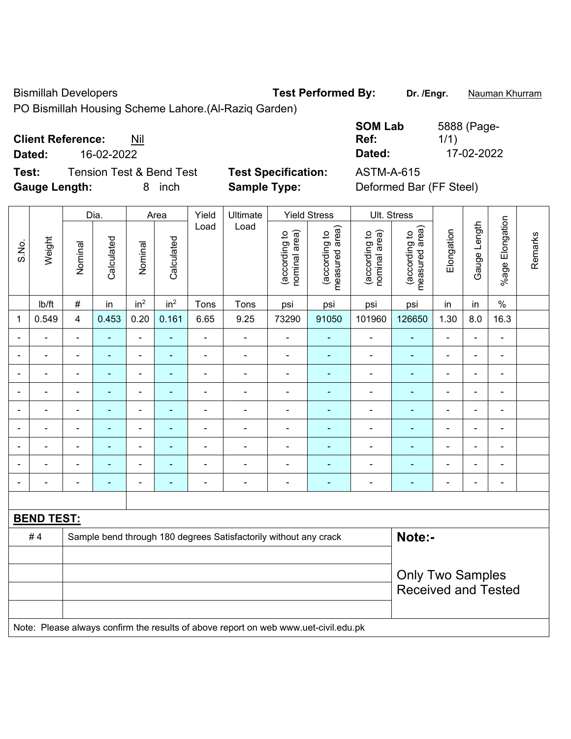Bismillah Developers

PO Bismillah Housing Scheme Lahore.(Al-Raziq Garden)

**Test Performed By:** Dr. /Engr. Nauman Khurram

**Client Reference:** Nil

**Dated:** 16-02-2022

**SOM Lab Ref:** 5888 (Page-1/1)

**Dated:** 17-02-2022

**Test:** Tension Test & Bend Test

**Test Specification:** ASTM-A-615

**Gauge Length:** 8 inch

**Sample Type:** Deformed Bar (FF Steel)

| S.No. | Weight | Dia. | | Area | | Yield Load | Ultimate Load | Yield Stress | | Ult. Stress | | Elongation | Gauge Length | %age Elongation | Remarks |
|---|---|---|---|---|---|---|---|---|---|---|---|---|---|---|---|
| | | Nominal | Calculated | Nominal | Calculated | | | (according to nominal area) | (according to measured area) | (according to nominal area) | (according to measured area) | | | | |
| | lb/ft | # | in | $in^2$ | $in^2$ | Tons | Tons | psi | psi | psi | psi | in | in | % | |
| 1 | 0.549 | 4 | 0.453 | 0.20 | 0.161 | 6.65 | 9.25 | 73290 | 91050 | 101960 | 126650 | 1.30 | 8.0 | 16.3 | |
| - | - | - | - | - | - | - | - | - | - | - | - | - | - | - | |
| - | - | - | - | - | - | - | - | - | - | - | - | - | - | - | |
| - | - | - | - | - | - | - | - | - | - | - | - | - | - | - | |
| - | - | - | - | - | - | - | - | - | - | - | - | - | - | - | |
| - | - | - | - | - | - | - | - | - | - | - | - | - | - | - | |
| - | - | - | - | - | - | - | - | - | - | - | - | - | - | - | |
| - | - | - | - | - | - | - | - | - | - | - | - | - | - | - | |
| - | - | - | - | - | - | - | - | - | - | - | - | - | - | - | |
| - | - | - | - | - | - | - | - | - | - | - | - | - | - | - | |

**BEND TEST:**

| | | |
|---|---|---|
| # 4 | Sample bend through 180 degrees Satisfactorily without any crack | **Note:-** |
| | | Only Two Samples Received and Tested |
| | | |
| | | |
| | | |

Note: Please always confirm the results of above report on web www.uet-civil.edu.pk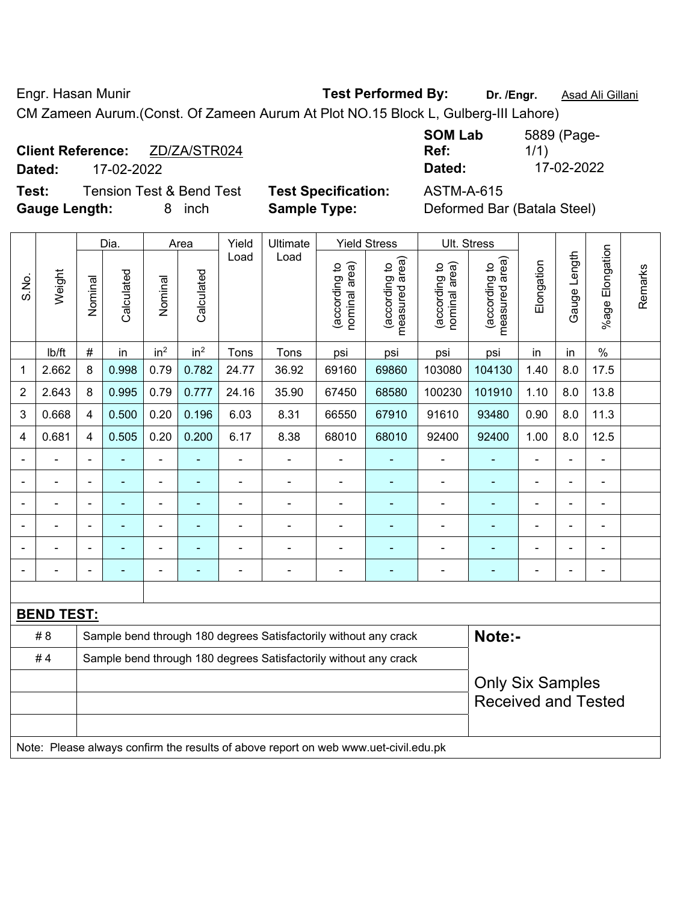Engr. Hasan Munir **Test Performed By:** **Dr. /Engr.** Asad Ali Gillani

CM Zameen Aurum.(Const. Of Zameen Aurum At Plot NO.15 Block L, Gulberg-III Lahore)

**Client Reference:** ZD/ZA/STR024 **SOM Lab Ref:** 5889 (Page-1/1)

**Dated:** 17-02-2022 **Dated:** 17-02-2022

**Test:** Tension Test & Bend Test **Test Specification:** ASTM-A-615

**Gauge Length:** 8 inch **Sample Type:** Deformed Bar (Batala Steel)

| S.No. | Weight | Dia. | | Area | | Yield Load | Ultimate Load | Yield Stress | | Ult. Stress | | Elongation | Gauge Length | %age Elongation | Remarks |
|---|---|---|---|---|---|---|---|---|---|---|---|---|---|---|---|
| | | Nominal | Calculated | Nominal | Calculated | | | (according to nominal area) | (according to measured area) | (according to nominal area) | (according to measured area) | | | | |
| | lb/ft | # | in | $in^2$ | $in^2$ | Tons | Tons | psi | psi | psi | psi | in | in | % | |
| 1 | 2.662 | 8 | 0.998 | 0.79 | 0.782 | 24.77 | 36.92 | 69160 | 69860 | 103080 | 104130 | 1.40 | 8.0 | 17.5 | |
| 2 | 2.643 | 8 | 0.995 | 0.79 | 0.777 | 24.16 | 35.90 | 67450 | 68580 | 100230 | 101910 | 1.10 | 8.0 | 13.8 | |
| 3 | 0.668 | 4 | 0.500 | 0.20 | 0.196 | 6.03 | 8.31 | 66550 | 67910 | 91610 | 93480 | 0.90 | 8.0 | 11.3 | |
| 4 | 0.681 | 4 | 0.505 | 0.20 | 0.200 | 6.17 | 8.38 | 68010 | 68010 | 92400 | 92400 | 1.00 | 8.0 | 12.5 | |
| - | - | - | - | - | - | - | - | - | - | - | - | - | - | - | |
| - | - | - | - | - | - | - | - | - | - | - | - | - | - | - | |
| - | - | - | - | - | - | - | - | - | - | - | - | - | - | - | |
| - | - | - | - | - | - | - | - | - | - | - | - | - | - | - | |
| - | - | - | - | - | - | - | - | - | - | - | - | - | - | - | |
| - | - | - | - | - | - | - | - | - | - | - | - | - | - | - | |

**BEND TEST:**

| | | |
|---|---|---|
| # 8 | Sample bend through 180 degrees Satisfactorily without any crack | **Note:-** |
| # 4 | Sample bend through 180 degrees Satisfactorily without any crack | Only Six Samples Received and Tested |

Note: Please always confirm the results of above report on web www.uet-civil.edu.pk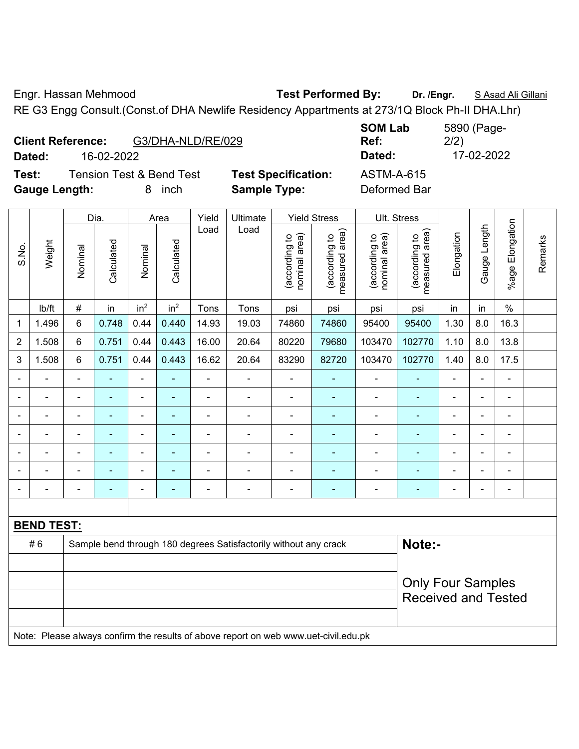Engr. Hassan Mehmood **Test Performed By:** **Dr. /Engr.** S Asad Ali Gillani

RE G3 Engg Consult.(Const.of DHA Newlife Residency Appartments at 273/1Q Block Ph-II DHA.Lhr)

**Client Reference:** G3/DHA-NLD/RE/029 **SOM Lab Ref:** 5890 (Page-2/2)

**Dated:** 16-02-2022 **Dated:** 17-02-2022

**Test:** Tension Test & Bend Test **Test Specification:** ASTM-A-615

**Gauge Length:** 8 inch **Sample Type:** Deformed Bar

| S.No. | Weight | Dia. | | Area | | Yield Load | Ultimate Load | Yield Stress | | Ult. Stress | | Elongation | Gauge Length | %age Elongation | Remarks |
|---|---|---|---|---|---|---|---|---|---|---|---|---|---|---|---|
| | | Nominal | Calculated | Nominal | Calculated | | | (according to nominal area) | (according to measured area) | (according to nominal area) | (according to measured area) | | | | |
| | lb/ft | # | in | in² | in² | Tons | Tons | psi | psi | psi | psi | in | in | % | |
| 1 | 1.496 | 6 | 0.748 | 0.44 | 0.440 | 14.93 | 19.03 | 74860 | 74860 | 95400 | 95400 | 1.30 | 8.0 | 16.3 | |
| 2 | 1.508 | 6 | 0.751 | 0.44 | 0.443 | 16.00 | 20.64 | 80220 | 79680 | 103470 | 102770 | 1.10 | 8.0 | 13.8 | |
| 3 | 1.508 | 6 | 0.751 | 0.44 | 0.443 | 16.62 | 20.64 | 83290 | 82720 | 103470 | 102770 | 1.40 | 8.0 | 17.5 | |
| - | - | - | - | - | - | - | - | - | - | - | - | - | - | - | |
| - | - | - | - | - | - | - | - | - | - | - | - | - | - | - | |
| - | - | - | - | - | - | - | - | - | - | - | - | - | - | - | |
| - | - | - | - | - | - | - | - | - | - | - | - | - | - | - | |
| - | - | - | - | - | - | - | - | - | - | - | - | - | - | - | |
| - | - | - | - | - | - | - | - | - | - | - | - | - | - | - | |
| - | - | - | - | - | - | - | - | - | - | - | - | - | - | - | |

**BEND TEST:**

| | | |
|---|---|---|
| # 6 | Sample bend through 180 degrees Satisfactorily without any crack | **Note:-** Only Four Samples Received and Tested |

Note: Please always confirm the results of above report on web www.uet-civil.edu.pk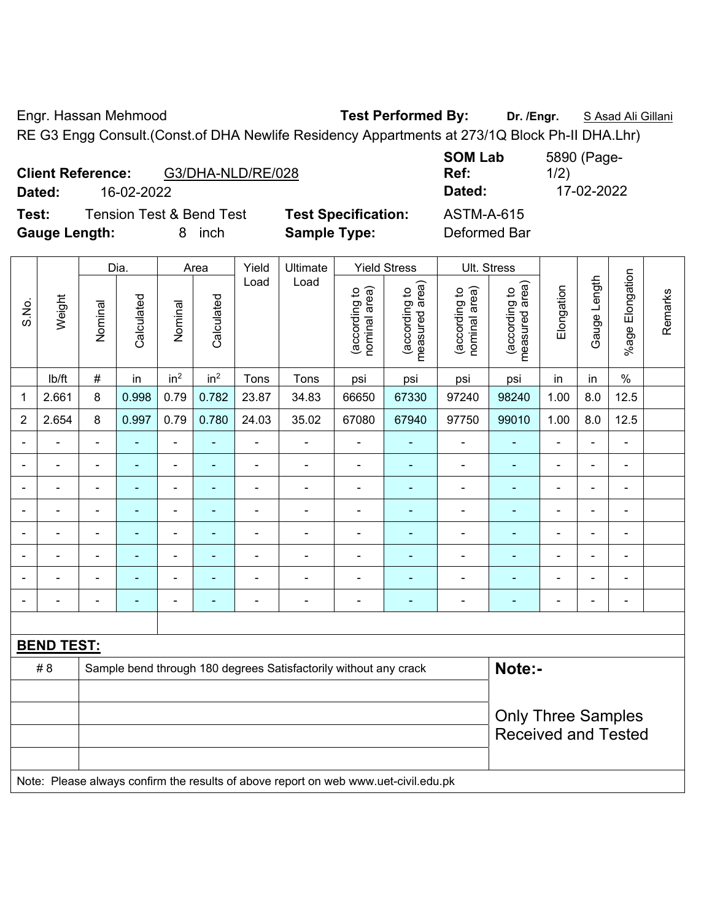Engr. Hassan Mehmood

**Test Performed By:** **Dr. /Engr.** S Asad Ali Gillani

RE G3 Engg Consult.(Const.of DHA Newlife Residency Appartments at 273/1Q Block Ph-II DHA.Lhr)

**Client Reference:** G3/DHA-NLD/RE/028

**Dated:** 16-02-2022

**SOM Lab Ref:** 5890 (Page-1/2)

**Dated:** 17-02-2022

**Test:** Tension Test & Bend Test

**Test Specification:** ASTM-A-615

**Gauge Length:** 8 inch

**Sample Type:** Deformed Bar

| S.No. | Weight | Dia. | | Area | | Yield Load | Ultimate Load | Yield Stress | | Ult. Stress | | Elongation | Gauge Length | %age Elongation | Remarks |
|---|---|---|---|---|---|---|---|---|---|---|---|---|---|---|---|
| | | Nominal | Calculated | Nominal | Calculated | | | (according to nominal area) | (according to measured area) | (according to nominal area) | (according to measured area) | | | | |
| | lb/ft | # | in | in$^2$ | in$^2$ | Tons | Tons | psi | psi | psi | psi | in | in | % | |
| 1 | 2.661 | 8 | 0.998 | 0.79 | 0.782 | 23.87 | 34.83 | 66650 | 67330 | 97240 | 98240 | 1.00 | 8.0 | 12.5 | |
| 2 | 2.654 | 8 | 0.997 | 0.79 | 0.780 | 24.03 | 35.02 | 67080 | 67940 | 97750 | 99010 | 1.00 | 8.0 | 12.5 | |
| - | - | - | - | - | - | - | - | - | - | - | - | - | - | - | |
| - | - | - | - | - | - | - | - | - | - | - | - | - | - | - | |
| - | - | - | - | - | - | - | - | - | - | - | - | - | - | - | |
| - | - | - | - | - | - | - | - | - | - | - | - | - | - | - | |
| - | - | - | - | - | - | - | - | - | - | - | - | - | - | - | |
| - | - | - | - | - | - | - | - | - | - | - | - | - | - | - | |
| - | - | - | - | - | - | - | - | - | - | - | - | - | - | - | |
| - | - | - | - | - | - | - | - | - | - | - | - | - | - | - | |

**BEND TEST:**

| | |
|---|---|
| # 8 | Sample bend through 180 degrees Satisfactorily without any crack |

**Note:-**

Only Three Samples Received and Tested

Note: Please always confirm the results of above report on web www.uet-civil.edu.pk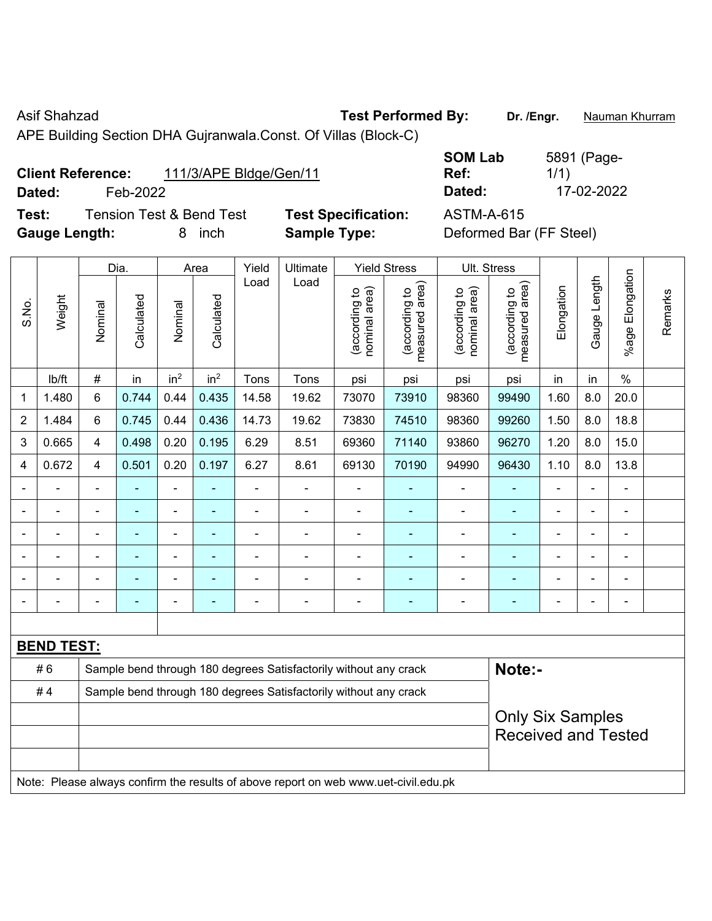Asif Shahzad **Test Performed By:** **Dr. /Engr.** Nauman Khurram

APE Building Section DHA Gujranwala.Const. Of Villas (Block-C)

**Client Reference:** 111/3/APE Bldge/Gen/11 **SOM Lab Ref:** 5891 (Page-1/1)

**Dated:** Feb-2022 **Dated:** 17-02-2022

**Test:** Tension Test & Bend Test **Test Specification:** ASTM-A-615

**Gauge Length:** 8 inch **Sample Type:** Deformed Bar (FF Steel)

| S.No. | Weight | Dia. | | Area | | Yield Load | Ultimate Load | Yield Stress | | Ult. Stress | | Elongation | Gauge Length | %age Elongation | Remarks |
|---|---|---|---|---|---|---|---|---|---|---|---|---|---|---|---|
| | | Nominal | Calculated | Nominal | Calculated | | | (according to nominal area) | (according to measured area) | (according to nominal area) | (according to measured area) | | | | |
| | lb/ft | # | in | in$^2$ | in$^2$ | Tons | Tons | psi | psi | psi | psi | in | in | % | |
| 1 | 1.480 | 6 | 0.744 | 0.44 | 0.435 | 14.58 | 19.62 | 73070 | 73910 | 98360 | 99490 | 1.60 | 8.0 | 20.0 | |
| 2 | 1.484 | 6 | 0.745 | 0.44 | 0.436 | 14.73 | 19.62 | 73830 | 74510 | 98360 | 99260 | 1.50 | 8.0 | 18.8 | |
| 3 | 0.665 | 4 | 0.498 | 0.20 | 0.195 | 6.29 | 8.51 | 69360 | 71140 | 93860 | 96270 | 1.20 | 8.0 | 15.0 | |
| 4 | 0.672 | 4 | 0.501 | 0.20 | 0.197 | 6.27 | 8.61 | 69130 | 70190 | 94990 | 96430 | 1.10 | 8.0 | 13.8 | |
| - | - | - | - | - | - | - | - | - | - | - | - | - | - | - | |
| - | - | - | - | - | - | - | - | - | - | - | - | - | - | - | |
| - | - | - | - | - | - | - | - | - | - | - | - | - | - | - | |
| - | - | - | - | - | - | - | - | - | - | - | - | - | - | - | |
| - | - | - | - | - | - | - | - | - | - | - | - | - | - | - | |
| - | - | - | - | - | - | - | - | - | - | - | - | - | - | - | |

**BEND TEST:**

| | | |
|---|---|---|
| # 6 | Sample bend through 180 degrees Satisfactorily without any crack | **Note:-** |
| # 4 | Sample bend through 180 degrees Satisfactorily without any crack | |
| | | Only Six Samples Received and Tested |

Note: Please always confirm the results of above report on web www.uet-civil.edu.pk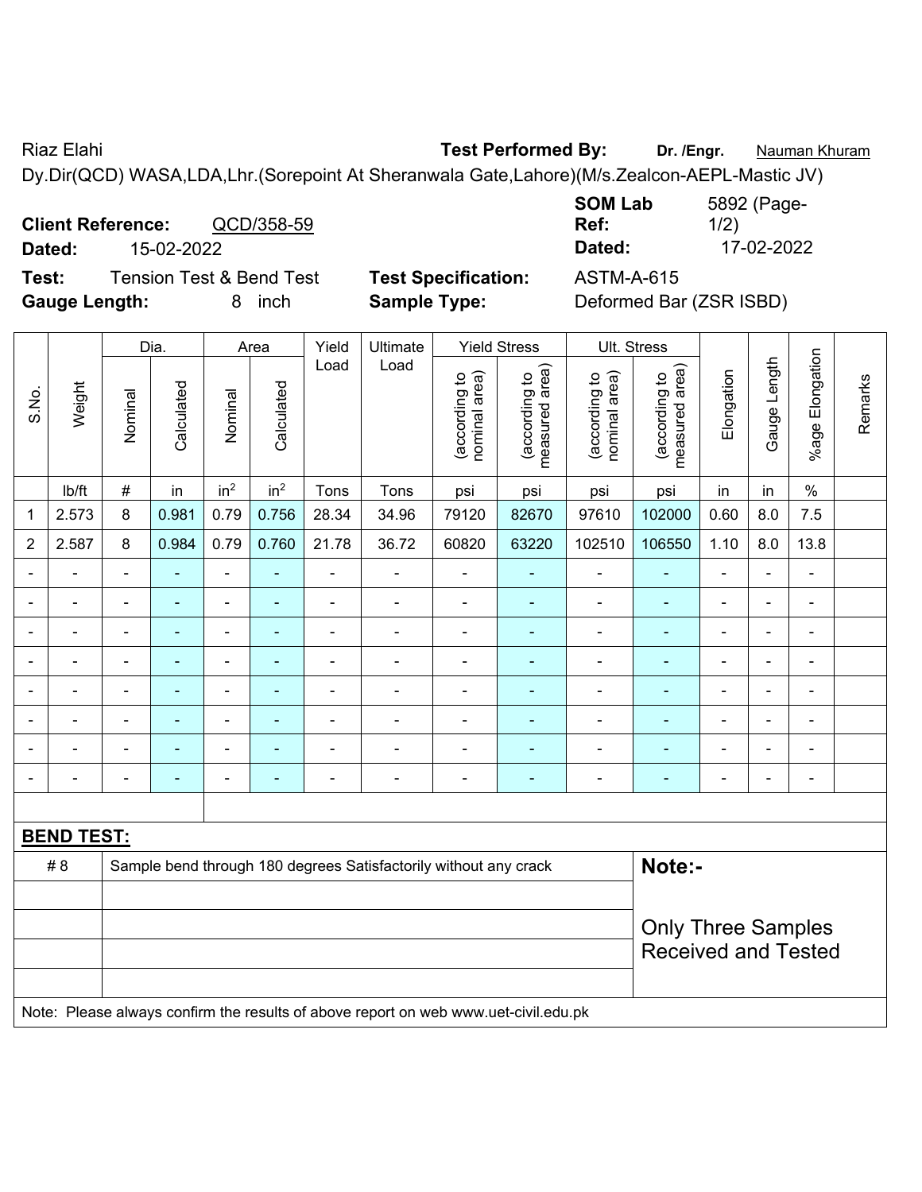Riaz Elahi **Test Performed By:** **Dr. /Engr.** Nauman Khuram

Dy.Dir(QCD) WASA,LDA,Lhr.(Sorepoint At Sheranwala Gate,Lahore)(M/s.Zealcon-AEPL-Mastic JV)

**Client Reference:** QCD/358-59 **SOM Lab Ref:** 5892 (Page-1/2)

**Dated:** 15-02-2022 **Dated:** 17-02-2022

**Test:** Tension Test & Bend Test **Test Specification:** ASTM-A-615

**Gauge Length:** 8 inch **Sample Type:** Deformed Bar (ZSR ISBD)

| S.No. | Weight | Dia. | | Area | | Yield Load | Ultimate Load | Yield Stress | | Ult. Stress | | Elongation | Gauge Length | %age Elongation | Remarks |
|---|---|---|---|---|---|---|---|---|---|---|---|---|---|---|---|
| | | Nominal | Calculated | Nominal | Calculated | | | (according to nominal area) | (according to measured area) | (according to nominal area) | (according to measured area) | | | | |
| | lb/ft | # | in | $in^2$ | $in^2$ | Tons | Tons | psi | psi | psi | psi | in | in | % | |
| 1 | 2.573 | 8 | 0.981 | 0.79 | 0.756 | 28.34 | 34.96 | 79120 | 82670 | 97610 | 102000 | 0.60 | 8.0 | 7.5 | |
| 2 | 2.587 | 8 | 0.984 | 0.79 | 0.760 | 21.78 | 36.72 | 60820 | 63220 | 102510 | 106550 | 1.10 | 8.0 | 13.8 | |
| - | - | - | - | - | - | - | - | - | - | - | - | - | - | - | |
| - | - | - | - | - | - | - | - | - | - | - | - | - | - | - | |
| - | - | - | - | - | - | - | - | - | - | - | - | - | - | - | |
| - | - | - | - | - | - | - | - | - | - | - | - | - | - | - | |
| - | - | - | - | - | - | - | - | - | - | - | - | - | - | - | |
| - | - | - | - | - | - | - | - | - | - | - | - | - | - | - | |
| - | - | - | - | - | - | - | - | - | - | - | - | - | - | - | |
| - | - | - | - | - | - | - | - | - | - | - | - | - | - | - | |

**BEND TEST:**

| | | |
|---|---|---|
| # 8 | Sample bend through 180 degrees Satisfactorily without any crack | **Note:-** |
| | | Only Three Samples Received and Tested |

Note: Please always confirm the results of above report on web www.uet-civil.edu.pk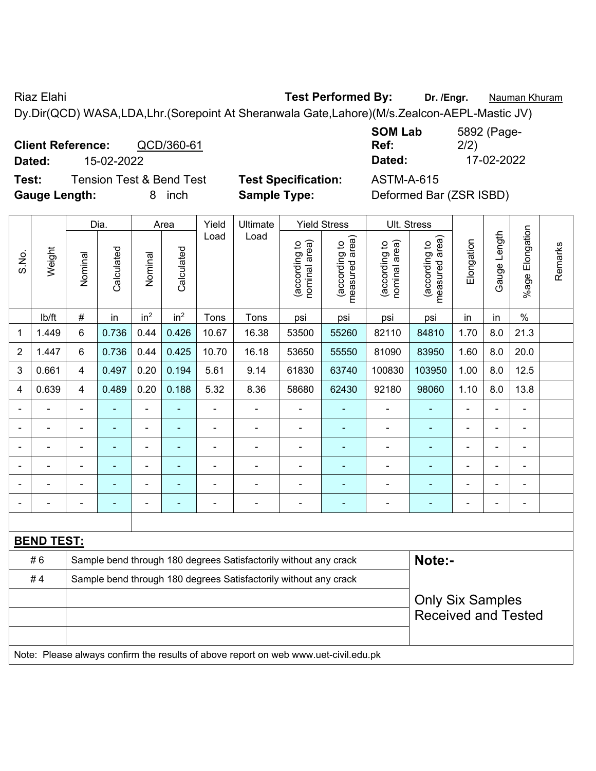Riaz Elahi **Test Performed By:** **Dr. /Engr.** Nauman Khuram

Dy.Dir(QCD) WASA,LDA,Lhr.(Sorepoint At Sheranwala Gate,Lahore)(M/s.Zealcon-AEPL-Mastic JV)

**Client Reference:** QCD/360-61 **SOM Lab Ref:** 5892 (Page-2/2)

**Dated:** 15-02-2022 **Dated:** 17-02-2022

**Test:** Tension Test & Bend Test **Test Specification:** ASTM-A-615

**Gauge Length:** 8 inch **Sample Type:** Deformed Bar (ZSR ISBD)

| S.No. | Weight | Dia. | | Area | | Yield Load | Ultimate Load | Yield Stress | | Ult. Stress | | Elongation | Gauge Length | %age Elongation | Remarks |
|---|---|---|---|---|---|---|---|---|---|---|---|---|---|---|---|
| | | Nominal | Calculated | Nominal | Calculated | | | (according to nominal area) | (according to measured area) | (according to nominal area) | (according to measured area) | | | | |
| | lb/ft | # | in | in² | in² | Tons | Tons | psi | psi | psi | psi | in | in | % | |
| 1 | 1.449 | 6 | 0.736 | 0.44 | 0.426 | 10.67 | 16.38 | 53500 | 55260 | 82110 | 84810 | 1.70 | 8.0 | 21.3 | |
| 2 | 1.447 | 6 | 0.736 | 0.44 | 0.425 | 10.70 | 16.18 | 53650 | 55550 | 81090 | 83950 | 1.60 | 8.0 | 20.0 | |
| 3 | 0.661 | 4 | 0.497 | 0.20 | 0.194 | 5.61 | 9.14 | 61830 | 63740 | 100830 | 103950 | 1.00 | 8.0 | 12.5 | |
| 4 | 0.639 | 4 | 0.489 | 0.20 | 0.188 | 5.32 | 8.36 | 58680 | 62430 | 92180 | 98060 | 1.10 | 8.0 | 13.8 | |
| - | - | - | - | - | - | - | - | - | - | - | - | - | - | - | |
| - | - | - | - | - | - | - | - | - | - | - | - | - | - | - | |
| - | - | - | - | - | - | - | - | - | - | - | - | - | - | - | |
| - | - | - | - | - | - | - | - | - | - | - | - | - | - | - | |
| - | - | - | - | - | - | - | - | - | - | - | - | - | - | - | |
| - | - | - | - | - | - | - | - | - | - | - | - | - | - | - | |

**BEND TEST:**

| | | |
|---|---|---|
| # 6 | Sample bend through 180 degrees Satisfactorily without any crack | **Note:-** |
| # 4 | Sample bend through 180 degrees Satisfactorily without any crack | Only Six Samples Received and Tested |

Note: Please always confirm the results of above report on web www.uet-civil.edu.pk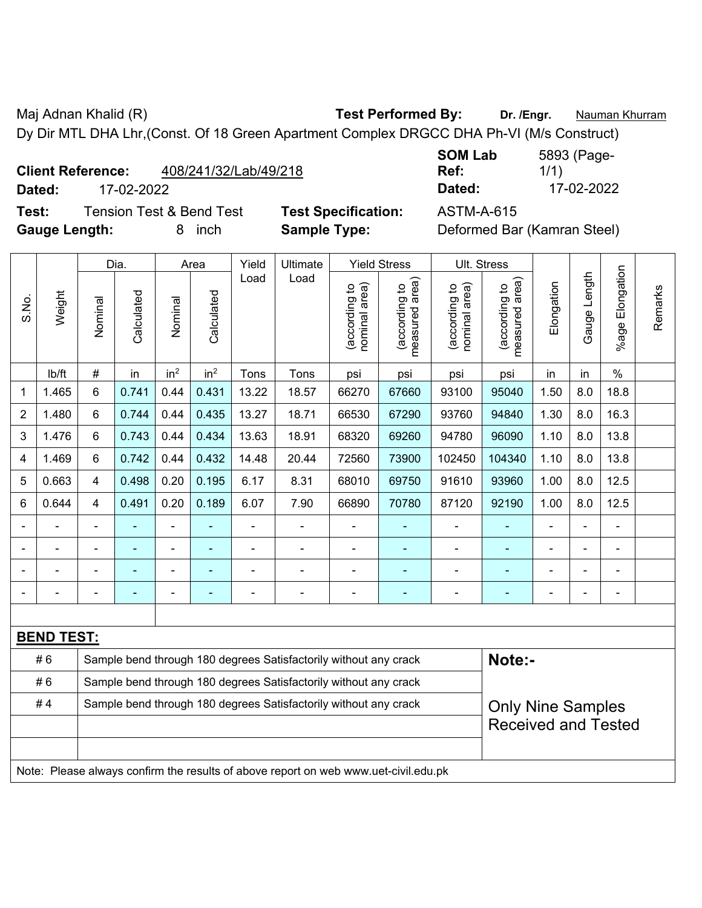Maj Adnan Khalid (R) **Test Performed By:** **Dr. /Engr.** Nauman Khurram

Dy Dir MTL DHA Lhr,(Const. Of 18 Green Apartment Complex DRGCC DHA Ph-VI (M/s Construct)

**Client Reference:** 408/241/32/Lab/49/218 **SOM Lab Ref:** 5893 (Page-1/1)

**Dated:** 17-02-2022 **Dated:** 17-02-2022

**Test:** Tension Test & Bend Test **Test Specification:** ASTM-A-615

**Gauge Length:** 8 inch **Sample Type:** Deformed Bar (Kamran Steel)

| S.No. | Weight | Dia. | | Area | | Yield Load | Ultimate Load | Yield Stress | | Ult. Stress | | Elongation | Gauge Length | %age Elongation | Remarks |
|---|---|---|---|---|---|---|---|---|---|---|---|---|---|---|---|
| | | Nominal | Calculated | Nominal | Calculated | | | (according to nominal area) | (according to measured area) | (according to nominal area) | (according to measured area) | | | | |
| | lb/ft | # | in | in² | in² | Tons | Tons | psi | psi | psi | psi | in | in | % | |
| 1 | 1.465 | 6 | 0.741 | 0.44 | 0.431 | 13.22 | 18.57 | 66270 | 67660 | 93100 | 95040 | 1.50 | 8.0 | 18.8 | |
| 2 | 1.480 | 6 | 0.744 | 0.44 | 0.435 | 13.27 | 18.71 | 66530 | 67290 | 93760 | 94840 | 1.30 | 8.0 | 16.3 | |
| 3 | 1.476 | 6 | 0.743 | 0.44 | 0.434 | 13.63 | 18.91 | 68320 | 69260 | 94780 | 96090 | 1.10 | 8.0 | 13.8 | |
| 4 | 1.469 | 6 | 0.742 | 0.44 | 0.432 | 14.48 | 20.44 | 72560 | 73900 | 102450 | 104340 | 1.10 | 8.0 | 13.8 | |
| 5 | 0.663 | 4 | 0.498 | 0.20 | 0.195 | 6.17 | 8.31 | 68010 | 69750 | 91610 | 93960 | 1.00 | 8.0 | 12.5 | |
| 6 | 0.644 | 4 | 0.491 | 0.20 | 0.189 | 6.07 | 7.90 | 66890 | 70780 | 87120 | 92190 | 1.00 | 8.0 | 12.5 | |
| - | - | - | - | - | - | - | - | - | - | - | - | - | - | - | |
| - | - | - | - | - | - | - | - | - | - | - | - | - | - | - | |
| - | - | - | - | - | - | - | - | - | - | - | - | - | - | - | |
| - | - | - | - | - | - | - | - | - | - | - | - | - | - | - | |

**BEND TEST:**

| | | |
|---|---|---|
| # 6 | Sample bend through 180 degrees Satisfactorily without any crack | **Note:-** |
| # 6 | Sample bend through 180 degrees Satisfactorily without any crack | |
| # 4 | Sample bend through 180 degrees Satisfactorily without any crack | Only Nine Samples Received and Tested |
| | | |
| | | |

Note: Please always confirm the results of above report on web www.uet-civil.edu.pk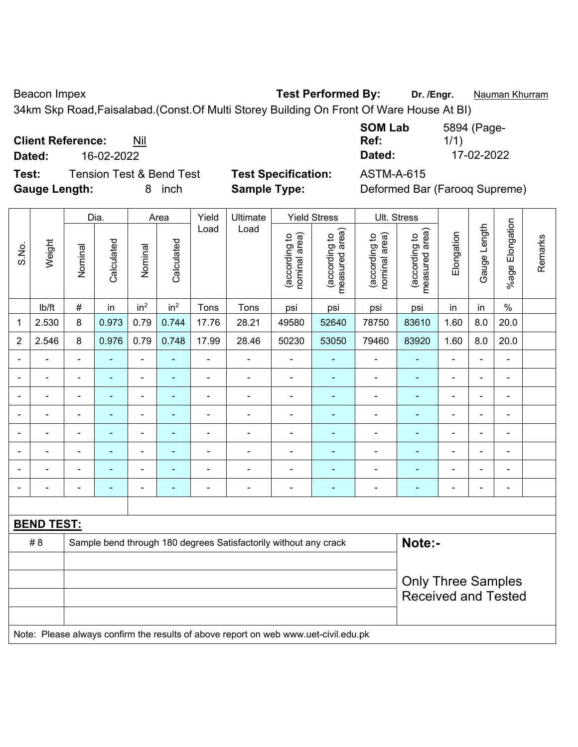Beacon Impex **Test Performed By:** **Dr. /Engr.** Nauman Khurram

34km Skp Road,Faisalabad.(Const.Of Multi Storey Building On Front Of Ware House At BI)

**Client Reference:** Nil **SOM Lab Ref:** 5894 (Page-1/1)

**Dated:** 16-02-2022 **Dated:** 17-02-2022

**Test:** Tension Test & Bend Test **Test Specification:** ASTM-A-615

**Gauge Length:** 8 inch **Sample Type:** Deformed Bar (Farooq Supreme)

| S.No. | Weight | Dia. | | Area | | Yield Load | Ultimate Load | Yield Stress | | Ult. Stress | | Elongation | Gauge Length | %age Elongation | Remarks |
|---|---|---|---|---|---|---|---|---|---|---|---|---|---|---|---|
| | | Nominal | Calculated | Nominal | Calculated | | | (according to nominal area) | (according to measured area) | (according to nominal area) | (according to measured area) | | | | |
| | lb/ft | # | in | $in^2$ | $in^2$ | Tons | Tons | psi | psi | psi | psi | in | in | % | |
| 1 | 2.530 | 8 | 0.973 | 0.79 | 0.744 | 17.76 | 28.21 | 49580 | 52640 | 78750 | 83610 | 1.60 | 8.0 | 20.0 | |
| 2 | 2.546 | 8 | 0.976 | 0.79 | 0.748 | 17.99 | 28.46 | 50230 | 53050 | 79460 | 83920 | 1.60 | 8.0 | 20.0 | |
| - | - | - | - | - | - | - | - | - | - | - | - | - | - | - | |
| - | - | - | - | - | - | - | - | - | - | - | - | - | - | - | |
| - | - | - | - | - | - | - | - | - | - | - | - | - | - | - | |
| - | - | - | - | - | - | - | - | - | - | - | - | - | - | - | |
| - | - | - | - | - | - | - | - | - | - | - | - | - | - | - | |
| - | - | - | - | - | - | - | - | - | - | - | - | - | - | - | |
| - | - | - | - | - | - | - | - | - | - | - | - | - | - | - | |
| - | - | - | - | - | - | - | - | - | - | - | - | - | - | - | |

**BEND TEST:**

| | | |
|---|---|---|
| # 8 | Sample bend through 180 degrees Satisfactorily without any crack | **Note:-** |
| | | Only Three Samples Received and Tested |

Note: Please always confirm the results of above report on web www.uet-civil.edu.pk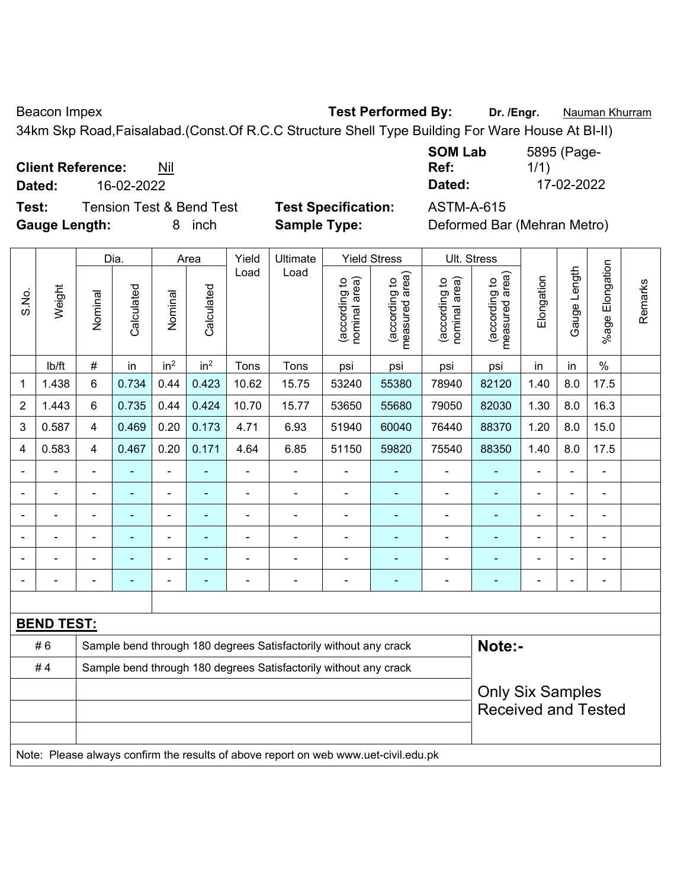Beacon Impex **Test Performed By:** **Dr. /Engr.** Nauman Khurram

34km Skp Road,Faisalabad.(Const.Of R.C.C Structure Shell Type Building For Ware House At BI-II)

**Client Reference:** Nil **SOM Lab Ref:** 5895 (Page-1/1)

**Dated:** 16-02-2022 **Dated:** 17-02-2022

**Test:** Tension Test & Bend Test **Test Specification:** ASTM-A-615

**Gauge Length:** 8 inch **Sample Type:** Deformed Bar (Mehran Metro)

| S.No. | Weight | Dia. | | Area | | Yield Load | Ultimate Load | Yield Stress | | Ult. Stress | | Elongation | Gauge Length | %age Elongation | Remarks |
|---|---|---|---|---|---|---|---|---|---|---|---|---|---|---|---|
| | | Nominal | Calculated | Nominal | Calculated | | | (according to nominal area) | (according to measured area) | (according to nominal area) | (according to measured area) | | | | |
| | lb/ft | # | in | in² | in² | Tons | Tons | psi | psi | psi | psi | in | in | % | |
| 1 | 1.438 | 6 | 0.734 | 0.44 | 0.423 | 10.62 | 15.75 | 53240 | 55380 | 78940 | 82120 | 1.40 | 8.0 | 17.5 | |
| 2 | 1.443 | 6 | 0.735 | 0.44 | 0.424 | 10.70 | 15.77 | 53650 | 55680 | 79050 | 82030 | 1.30 | 8.0 | 16.3 | |
| 3 | 0.587 | 4 | 0.469 | 0.20 | 0.173 | 4.71 | 6.93 | 51940 | 60040 | 76440 | 88370 | 1.20 | 8.0 | 15.0 | |
| 4 | 0.583 | 4 | 0.467 | 0.20 | 0.171 | 4.64 | 6.85 | 51150 | 59820 | 75540 | 88350 | 1.40 | 8.0 | 17.5 | |
| - | - | - | - | - | - | - | - | - | - | - | - | - | - | - | |
| - | - | - | - | - | - | - | - | - | - | - | - | - | - | - | |
| - | - | - | - | - | - | - | - | - | - | - | - | - | - | - | |
| - | - | - | - | - | - | - | - | - | - | - | - | - | - | - | |
| - | - | - | - | - | - | - | - | - | - | - | - | - | - | - | |
| - | - | - | - | - | - | - | - | - | - | - | - | - | - | - | |

**BEND TEST:**

| | | |
|---|---|---|
| # 6 | Sample bend through 180 degrees Satisfactorily without any crack | **Note:-** |
| # 4 | Sample bend through 180 degrees Satisfactorily without any crack | Only Six Samples Received and Tested |

Note: Please always confirm the results of above report on web www.uet-civil.edu.pk